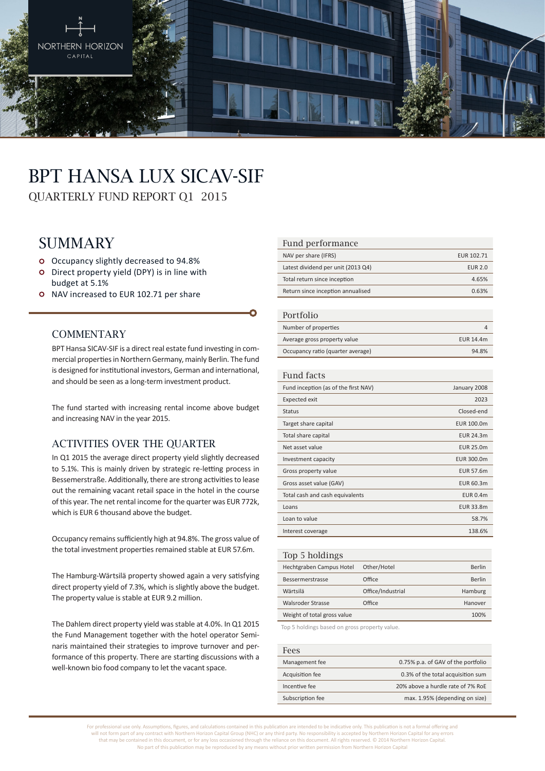# BPT HANSA LUX SICAV-SIF

## QUARTERLY FUND REPORT Q1 2015

## SUMMARY

- Occupancy slightly decreased to 94.8%
- Direct property yield (DPY) is in line with budget at 5.1%
- NAV increased to EUR 102.71 per share

### COMMENTARY

BPT Hansa SICAV-SIF is a direct real estate fund investing in commercial properties in Northern Germany, mainly Berlin. The fund is designed for institutional investors, German and international, and should be seen as a long-term investment product.

The fund started with increasing rental income above budget and increasing NAV in the year 2015.

### ACTIVITIES OVER THE QUARTER

In Q1 2015 the average direct property yield slightly decreased to 5.1%. This is mainly driven by strategic re-letting process in Bessemerstraße. Additionally, there are strong activities to lease out the remaining vacant retail space in the hotel in the course of this year. The net rental income for the quarter was EUR 772k, which is EUR 6 thousand above the budget.

Occupancy remains sufficiently high at 94.8%. The gross value of the total investment properties remained stable at EUR 57.6m.

The Hamburg-Wärtsilä property showed again a very satisfying direct property yield of 7.3%, which is slightly above the budget. The property value is stable at EUR 9.2 million.

The Dahlem direct property yield was stable at 4.0%. In Q1 2015 the Fund Management together with the hotel operator Seminaris maintained their strategies to improve turnover and performance of this property. There are starting discussions with a well-known bio food company to let the vacant space.

| Fund performance | |
|---|---|
| NAV per share (IFRS) | EUR 102.71 |
| Latest dividend per unit (2013 Q4) | EUR 2.0 |
| Total return since inception | 4.65% |
| Return since inception annualised | 0.63% |

| Portfolio | |
|---|---|
| Number of properties | 4 |
| Average gross property value | EUR 14.4m |
| Occupancy ratio (quarter average) | 94.8% |

| Fund facts | |
|---|---|
| Fund inception (as of the first NAV) | January 2008 |
| Expected exit | 2023 |
| Status | Closed-end |
| Target share capital | EUR 100.0m |
| Total share capital | EUR 24.3m |
| Net asset value | EUR 25.0m |
| Investment capacity | EUR 300.0m |
| Gross property value | EUR 57.6m |
| Gross asset value (GAV) | EUR 60.3m |
| Total cash and cash equivalents | EUR 0.4m |
| Loans | EUR 33.8m |
| Loan to value | 58.7% |
| Interest coverage | 138.6% |

| Top 5 holdings | | |
|---|---|---|
| Hechtgraben Campus Hotel | Other/Hotel | Berlin |
| Bessermerstrasse | Office | Berlin |
| Wärtsilä | Office/Industrial | Hamburg |
| Walsroder Strasse | Office | Hanover |
| Weight of total gross value | | 100% |

Top 5 holdings based on gross property value.

| Fees | |
|---|---|
| Management fee | 0.75% p.a. of GAV of the portfolio |
| Acquisition fee | 0.3% of the total acquisition sum |
| Incentive fee | 20% above a hurdle rate of 7% RoE |
| Subscription fee | max. 1.95% (depending on size) |

For professional use only. Assumptions, figures, and calculations contained in this publication are intended to be indicative only. This publication is not a formal offering and will not form part of any contract with Northern Horizon Capital Group (NHC) or any third party. No responsibility is accepted by Northern Horizon Capital for any errors that may be contained in this document, or for any loss occasioned through the reliance on this document. All rights reserved. © 2014 Northern Horizon Capital. No part of this publication may be reproduced by any means without prior written permission from Northern Horizon Capital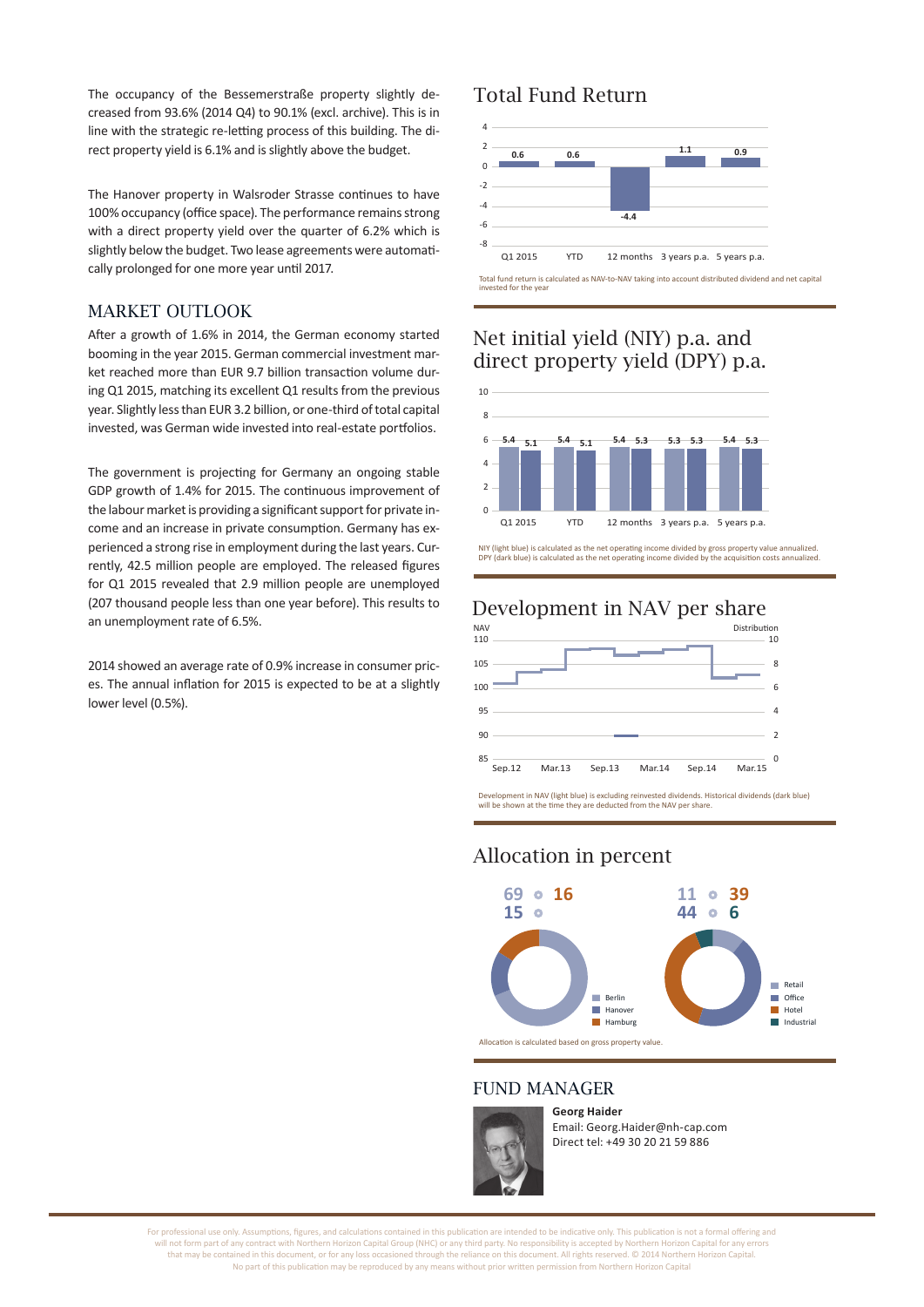The occupancy of the Bessemerstraße property slightly decreased from 93.6% (2014 Q4) to 90.1% (excl. archive). This is in line with the strategic re-letting process of this building. The direct property yield is 6.1% and is slightly above the budget.

The Hanover property in Walsroder Strasse continues to have 100% occupancy (office space). The performance remains strong with a direct property yield over the quarter of 6.2% which is slightly below the budget. Two lease agreements were automatically prolonged for one more year until 2017.

## MARKET OUTLOOK

After a growth of 1.6% in 2014, the German economy started booming in the year 2015. German commercial investment market reached more than EUR 9.7 billion transaction volume during Q1 2015, matching its excellent Q1 results from the previous year. Slightly less than EUR 3.2 billion, or one-third of total capital invested, was German wide invested into real-estate portfolios.

The government is projecting for Germany an ongoing stable GDP growth of 1.4% for 2015. The continuous improvement of the labour market is providing a significant support for private income and an increase in private consumption. Germany has experienced a strong rise in employment during the last years. Currently, 42.5 million people are employed. The released figures for Q1 2015 revealed that 2.9 million people are unemployed (207 thousand people less than one year before). This results to an unemployment rate of 6.5%.

2014 showed an average rate of 0.9% increase in consumer prices. The annual inflation for 2015 is expected to be at a slightly lower level (0.5%).

## Total Fund Return

4
2
0
-2
-4
-6
-8

0.6
0.6
-4.4
1.1
0.9

Q1 2015
YTD
12 months
3 years p.a.
5 years p.a.

Total fund return is calculated as NAV-to-NAV taking into account distributed dividend and net capital invested for the year

## Net initial yield (NIY) p.a. and direct property yield (DPY) p.a.

10
8
6
4
2
0

5.4 5.1
5.4 5.1
5.4 5.3
5.3 5.3
5.4 5.3

Q1 2015
YTD
12 months
3 years p.a.
5 years p.a.

NIY (light blue) is calculated as the net operating income divided by gross property value annualized.
DPY (dark blue) is calculated as the net operating income divided by the acquisition costs annualized.

## Development in NAV per share

NAV
110
105
100
95
90
85

Distribution
10
8
6
4
2
0

Sep.12
Mar.13
Sep.13
Mar.14
Sep.14
Mar.15

Development in NAV (light blue) is excluding reinvested dividends. Historical dividends (dark blue) will be shown at the time they are deducted from the NAV per share.

## Allocation in percent

69 16
15

Berlin
Hanover
Hamburg

11 39
44 6

Retail
Office
Hotel
Industrial

Allocation is calculated based on gross property value.

## FUND MANAGER

**Georg Haider**
Email: Georg.Haider@nh-cap.com
Direct tel: +49 30 20 21 59 886

For professional use only. Assumptions, figures, and calculations contained in this publication are intended to be indicative only. This publication is not a formal offering and will not form part of any contract with Northern Horizon Capital Group (NHC) or any third party. No responsibility is accepted by Northern Horizon Capital for any errors that may be contained in this document, or for any loss occasioned through the reliance on this document. All rights reserved. © 2014 Northern Horizon Capital.
No part of this publication may be reproduced by any means without prior written permission from Northern Horizon Capital